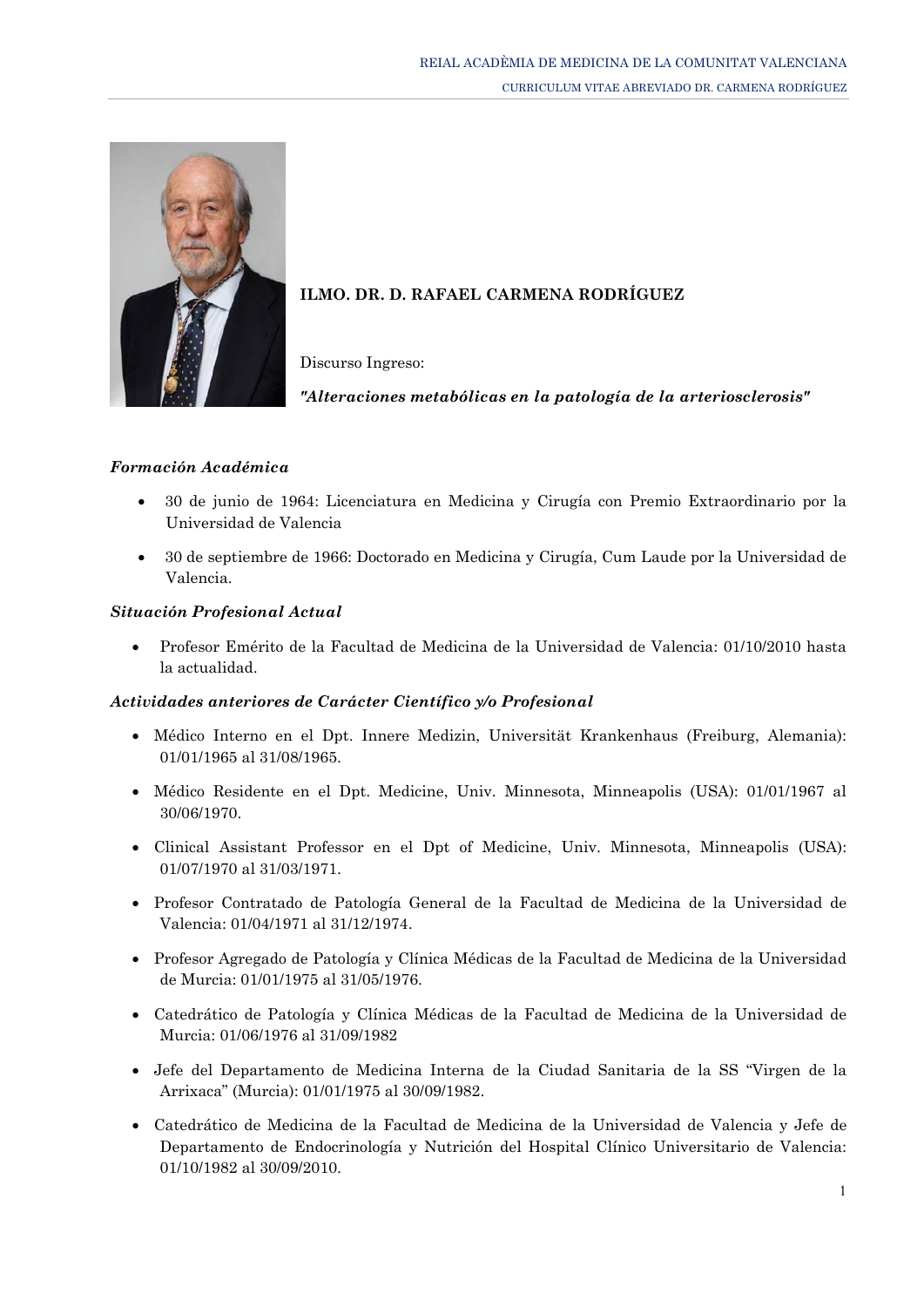# ILMO. DR. D. RAFAEL CARMENA RODRÍGUEZ

Discurso Ingreso:

***"Alteraciones metabólicas en la patología de la arteriosclerosis"***

### *Formación Académica*

- 30 de junio de 1964: Licenciatura en Medicina y Cirugía con Premio Extraordinario por la Universidad de Valencia
- 30 de septiembre de 1966: Doctorado en Medicina y Cirugía, Cum Laude por la Universidad de Valencia.

### *Situación Profesional Actual*

- Profesor Emérito de la Facultad de Medicina de la Universidad de Valencia: 01/10/2010 hasta la actualidad.

### *Actividades anteriores de Carácter Científico y/o Profesional*

- Médico Interno en el Dpt. Innere Medizin, Universität Krankenhaus (Freiburg, Alemania): 01/01/1965 al 31/08/1965.
- Médico Residente en el Dpt. Medicine, Univ. Minnesota, Minneapolis (USA): 01/01/1967 al 30/06/1970.
- Clinical Assistant Professor en el Dpt of Medicine, Univ. Minnesota, Minneapolis (USA): 01/07/1970 al 31/03/1971.
- Profesor Contratado de Patología General de la Facultad de Medicina de la Universidad de Valencia: 01/04/1971 al 31/12/1974.
- Profesor Agregado de Patología y Clínica Médicas de la Facultad de Medicina de la Universidad de Murcia: 01/01/1975 al 31/05/1976.
- Catedrático de Patología y Clínica Médicas de la Facultad de Medicina de la Universidad de Murcia: 01/06/1976 al 31/09/1982
- Jefe del Departamento de Medicina Interna de la Ciudad Sanitaria de la SS "Virgen de la Arrixaca" (Murcia): 01/01/1975 al 30/09/1982.
- Catedrático de Medicina de la Facultad de Medicina de la Universidad de Valencia y Jefe de Departamento de Endocrinología y Nutrición del Hospital Clínico Universitario de Valencia: 01/10/1982 al 30/09/2010.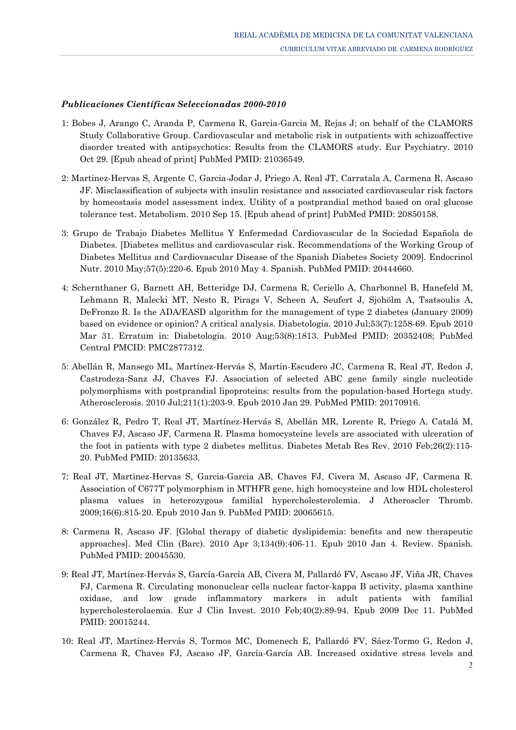***Publicaciones Científicas Seleccionadas 2000-2010***

1: Bobes J, Arango C, Aranda P, Carmena R, Garcia-Garcia M, Rejas J; on behalf of the CLAMORS Study Collaborative Group. Cardiovascular and metabolic risk in outpatients with schizoaffective disorder treated with antipsychotics: Results from the CLAMORS study. Eur Psychiatry. 2010 Oct 29. [Epub ahead of print] PubMed PMID: 21036549.

2: Martinez-Hervas S, Argente C, Garcia-Jodar J, Priego A, Real JT, Carratala A, Carmena R, Ascaso JF. Misclassification of subjects with insulin resistance and associated cardiovascular risk factors by homeostasis model assessment index. Utility of a postprandial method based on oral glucose tolerance test. Metabolism. 2010 Sep 15. [Epub ahead of print] PubMed PMID: 20850158.

3: Grupo de Trabajo Diabetes Mellitus Y Enfermedad Cardiovascular de la Sociedad Española de Diabetes. [Diabetes mellitus and cardiovascular risk. Recommendations of the Working Group of Diabetes Mellitus and Cardiovascular Disease of the Spanish Diabetes Society 2009]. Endocrinol Nutr. 2010 May;57(5):220-6. Epub 2010 May 4. Spanish. PubMed PMID: 20444660.

4: Schernthaner G, Barnett AH, Betteridge DJ, Carmena R, Ceriello A, Charbonnel B, Hanefeld M, Lehmann R, Malecki MT, Nesto R, Pirags V, Scheen A, Seufert J, Sjohölm A, Tsatsoulis A, DeFronzo R. Is the ADA/EASD algorithm for the management of type 2 diabetes (January 2009) based on evidence or opinion? A critical analysis. Diabetologia. 2010 Jul;53(7):1258-69. Epub 2010 Mar 31. Erratum in: Diabetologia. 2010 Aug;53(8):1813. PubMed PMID: 20352408; PubMed Central PMCID: PMC2877312.

5: Abellán R, Mansego ML, Martínez-Hervás S, Martín-Escudero JC, Carmena R, Real JT, Redon J, Castrodeza-Sanz JJ, Chaves FJ. Association of selected ABC gene family single nucleotide polymorphisms with postprandial lipoproteins: results from the population-based Hortega study. Atherosclerosis. 2010 Jul;211(1):203-9. Epub 2010 Jan 29. PubMed PMID: 20170916.

6: González R, Pedro T, Real JT, Martínez-Hervás S, Abellán MR, Lorente R, Priego A, Catalá M, Chaves FJ, Ascaso JF, Carmena R. Plasma homocysteine levels are associated with ulceration of the foot in patients with type 2 diabetes mellitus. Diabetes Metab Res Rev. 2010 Feb;26(2):115-20. PubMed PMID: 20135633.

7: Real JT, Martinez-Hervas S, Garcia-Garcia AB, Chaves FJ, Civera M, Ascaso JF, Carmena R. Association of C677T polymorphism in MTHFR gene, high homocysteine and low HDL cholesterol plasma values in heterozygous familial hypercholesterolemia. J Atheroscler Thromb. 2009;16(6):815-20. Epub 2010 Jan 9. PubMed PMID: 20065615.

8: Carmena R, Ascaso JF. [Global therapy of diabetic dyslipidemia: benefits and new therapeutic approaches]. Med Clin (Barc). 2010 Apr 3;134(9):406-11. Epub 2010 Jan 4. Review. Spanish. PubMed PMID: 20045530.

9: Real JT, Martínez-Hervás S, García-García AB, Civera M, Pallardó FV, Ascaso JF, Viña JR, Chaves FJ, Carmena R. Circulating mononuclear cells nuclear factor-kappa B activity, plasma xanthine oxidase, and low grade inflammatory markers in adult patients with familial hypercholesterolaemia. Eur J Clin Invest. 2010 Feb;40(2):89-94. Epub 2009 Dec 11. PubMed PMID: 20015244.

10: Real JT, Martínez-Hervás S, Tormos MC, Domenech E, Pallardó FV, Sáez-Tormo G, Redon J, Carmena R, Chaves FJ, Ascaso JF, García-García AB. Increased oxidative stress levels and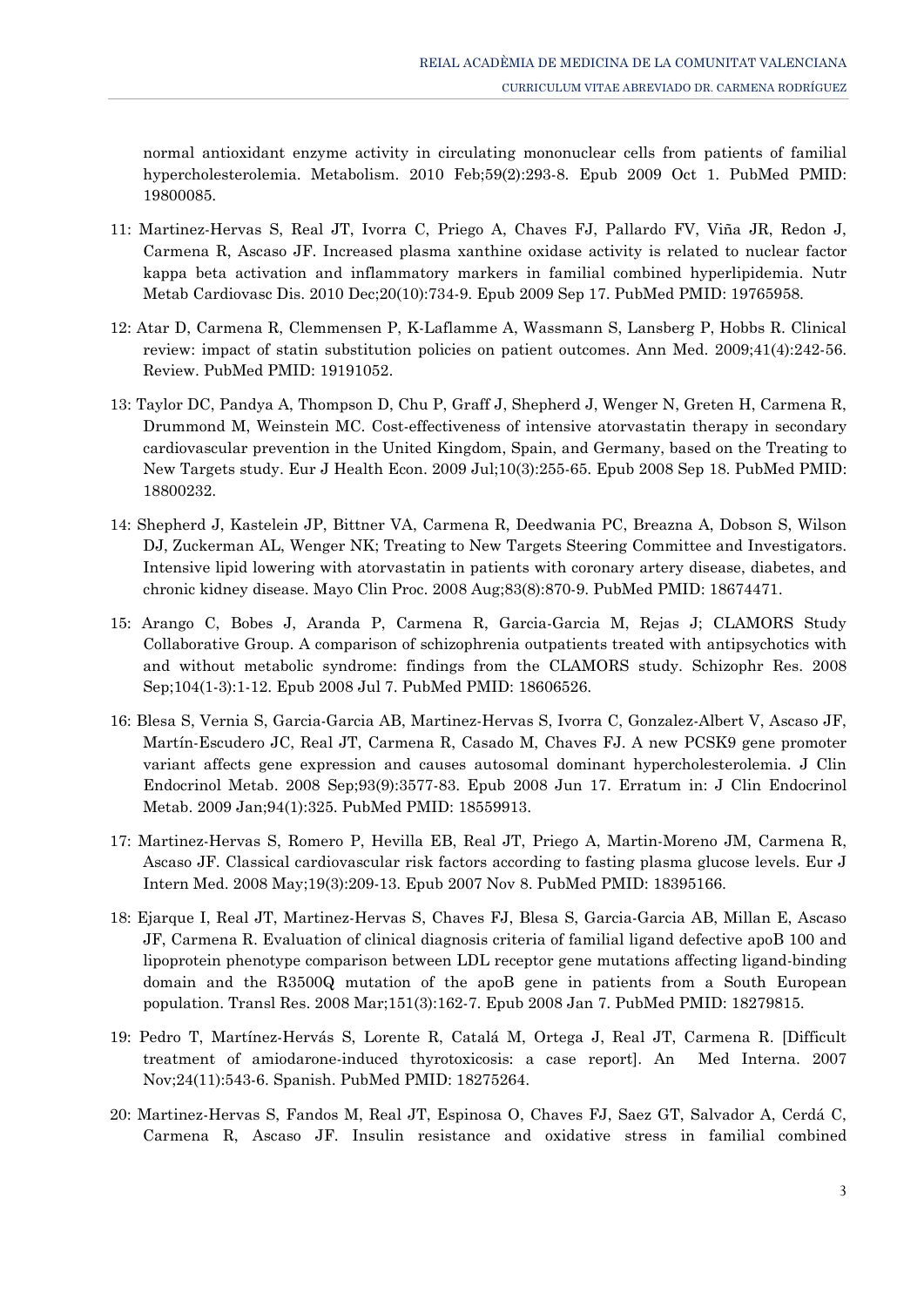normal antioxidant enzyme activity in circulating mononuclear cells from patients of familial hypercholesterolemia. Metabolism. 2010 Feb;59(2):293-8. Epub 2009 Oct 1. PubMed PMID: 19800085.

11: Martinez-Hervas S, Real JT, Ivorra C, Priego A, Chaves FJ, Pallardo FV, Viña JR, Redon J, Carmena R, Ascaso JF. Increased plasma xanthine oxidase activity is related to nuclear factor kappa beta activation and inflammatory markers in familial combined hyperlipidemia. Nutr Metab Cardiovasc Dis. 2010 Dec;20(10):734-9. Epub 2009 Sep 17. PubMed PMID: 19765958.

12: Atar D, Carmena R, Clemmensen P, K-Laflamme A, Wassmann S, Lansberg P, Hobbs R. Clinical review: impact of statin substitution policies on patient outcomes. Ann Med. 2009;41(4):242-56. Review. PubMed PMID: 19191052.

13: Taylor DC, Pandya A, Thompson D, Chu P, Graff J, Shepherd J, Wenger N, Greten H, Carmena R, Drummond M, Weinstein MC. Cost-effectiveness of intensive atorvastatin therapy in secondary cardiovascular prevention in the United Kingdom, Spain, and Germany, based on the Treating to New Targets study. Eur J Health Econ. 2009 Jul;10(3):255-65. Epub 2008 Sep 18. PubMed PMID: 18800232.

14: Shepherd J, Kastelein JP, Bittner VA, Carmena R, Deedwania PC, Breazna A, Dobson S, Wilson DJ, Zuckerman AL, Wenger NK; Treating to New Targets Steering Committee and Investigators. Intensive lipid lowering with atorvastatin in patients with coronary artery disease, diabetes, and chronic kidney disease. Mayo Clin Proc. 2008 Aug;83(8):870-9. PubMed PMID: 18674471.

15: Arango C, Bobes J, Aranda P, Carmena R, Garcia-Garcia M, Rejas J; CLAMORS Study Collaborative Group. A comparison of schizophrenia outpatients treated with antipsychotics with and without metabolic syndrome: findings from the CLAMORS study. Schizophr Res. 2008 Sep;104(1-3):1-12. Epub 2008 Jul 7. PubMed PMID: 18606526.

16: Blesa S, Vernia S, Garcia-Garcia AB, Martinez-Hervas S, Ivorra C, Gonzalez-Albert V, Ascaso JF, Martín-Escudero JC, Real JT, Carmena R, Casado M, Chaves FJ. A new PCSK9 gene promoter variant affects gene expression and causes autosomal dominant hypercholesterolemia. J Clin Endocrinol Metab. 2008 Sep;93(9):3577-83. Epub 2008 Jun 17. Erratum in: J Clin Endocrinol Metab. 2009 Jan;94(1):325. PubMed PMID: 18559913.

17: Martinez-Hervas S, Romero P, Hevilla EB, Real JT, Priego A, Martin-Moreno JM, Carmena R, Ascaso JF. Classical cardiovascular risk factors according to fasting plasma glucose levels. Eur J Intern Med. 2008 May;19(3):209-13. Epub 2007 Nov 8. PubMed PMID: 18395166.

18: Ejarque I, Real JT, Martinez-Hervas S, Chaves FJ, Blesa S, Garcia-Garcia AB, Millan E, Ascaso JF, Carmena R. Evaluation of clinical diagnosis criteria of familial ligand defective apoB 100 and lipoprotein phenotype comparison between LDL receptor gene mutations affecting ligand-binding domain and the R3500Q mutation of the apoB gene in patients from a South European population. Transl Res. 2008 Mar;151(3):162-7. Epub 2008 Jan 7. PubMed PMID: 18279815.

19: Pedro T, Martínez-Hervás S, Lorente R, Catalá M, Ortega J, Real JT, Carmena R. [Difficult treatment of amiodarone-induced thyrotoxicosis: a case report]. An Med Interna. 2007 Nov;24(11):543-6. Spanish. PubMed PMID: 18275264.

20: Martinez-Hervas S, Fandos M, Real JT, Espinosa O, Chaves FJ, Saez GT, Salvador A, Cerdá C, Carmena R, Ascaso JF. Insulin resistance and oxidative stress in familial combined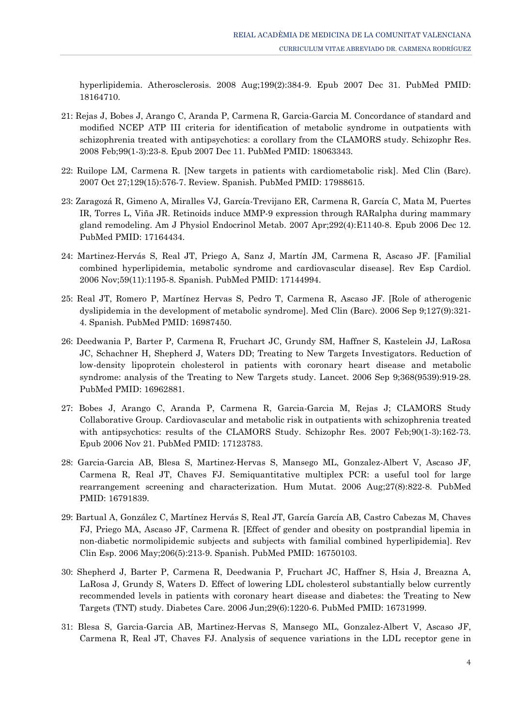hyperlipidemia. Atherosclerosis. 2008 Aug;199(2):384-9. Epub 2007 Dec 31. PubMed PMID: 18164710.

21: Rejas J, Bobes J, Arango C, Aranda P, Carmena R, Garcia-Garcia M. Concordance of standard and modified NCEP ATP III criteria for identification of metabolic syndrome in outpatients with schizophrenia treated with antipsychotics: a corollary from the CLAMORS study. Schizophr Res. 2008 Feb;99(1-3):23-8. Epub 2007 Dec 11. PubMed PMID: 18063343.

22: Ruilope LM, Carmena R. [New targets in patients with cardiometabolic risk]. Med Clin (Barc). 2007 Oct 27;129(15):576-7. Review. Spanish. PubMed PMID: 17988615.

23: Zaragozá R, Gimeno A, Miralles VJ, García-Trevijano ER, Carmena R, García C, Mata M, Puertes IR, Torres L, Viña JR. Retinoids induce MMP-9 expression through RARalpha during mammary gland remodeling. Am J Physiol Endocrinol Metab. 2007 Apr;292(4):E1140-8. Epub 2006 Dec 12. PubMed PMID: 17164434.

24: Martinez-Hervás S, Real JT, Priego A, Sanz J, Martín JM, Carmena R, Ascaso JF. [Familial combined hyperlipidemia, metabolic syndrome and cardiovascular disease]. Rev Esp Cardiol. 2006 Nov;59(11):1195-8. Spanish. PubMed PMID: 17144994.

25: Real JT, Romero P, Martínez Hervas S, Pedro T, Carmena R, Ascaso JF. [Role of atherogenic dyslipidemia in the development of metabolic syndrome]. Med Clin (Barc). 2006 Sep 9;127(9):321-4. Spanish. PubMed PMID: 16987450.

26: Deedwania P, Barter P, Carmena R, Fruchart JC, Grundy SM, Haffner S, Kastelein JJ, LaRosa JC, Schachner H, Shepherd J, Waters DD; Treating to New Targets Investigators. Reduction of low-density lipoprotein cholesterol in patients with coronary heart disease and metabolic syndrome: analysis of the Treating to New Targets study. Lancet. 2006 Sep 9;368(9539):919-28. PubMed PMID: 16962881.

27: Bobes J, Arango C, Aranda P, Carmena R, Garcia-Garcia M, Rejas J; CLAMORS Study Collaborative Group. Cardiovascular and metabolic risk in outpatients with schizophrenia treated with antipsychotics: results of the CLAMORS Study. Schizophr Res. 2007 Feb;90(1-3):162-73. Epub 2006 Nov 21. PubMed PMID: 17123783.

28: Garcia-Garcia AB, Blesa S, Martinez-Hervas S, Mansego ML, Gonzalez-Albert V, Ascaso JF, Carmena R, Real JT, Chaves FJ. Semiquantitative multiplex PCR: a useful tool for large rearrangement screening and characterization. Hum Mutat. 2006 Aug;27(8):822-8. PubMed PMID: 16791839.

29: Bartual A, González C, Martínez Hervás S, Real JT, García García AB, Castro Cabezas M, Chaves FJ, Priego MA, Ascaso JF, Carmena R. [Effect of gender and obesity on postprandial lipemia in non-diabetic normolipidemic subjects and subjects with familial combined hyperlipidemia]. Rev Clin Esp. 2006 May;206(5):213-9. Spanish. PubMed PMID: 16750103.

30: Shepherd J, Barter P, Carmena R, Deedwania P, Fruchart JC, Haffner S, Hsia J, Breazna A, LaRosa J, Grundy S, Waters D. Effect of lowering LDL cholesterol substantially below currently recommended levels in patients with coronary heart disease and diabetes: the Treating to New Targets (TNT) study. Diabetes Care. 2006 Jun;29(6):1220-6. PubMed PMID: 16731999.

31: Blesa S, Garcia-Garcia AB, Martinez-Hervas S, Mansego ML, Gonzalez-Albert V, Ascaso JF, Carmena R, Real JT, Chaves FJ. Analysis of sequence variations in the LDL receptor gene in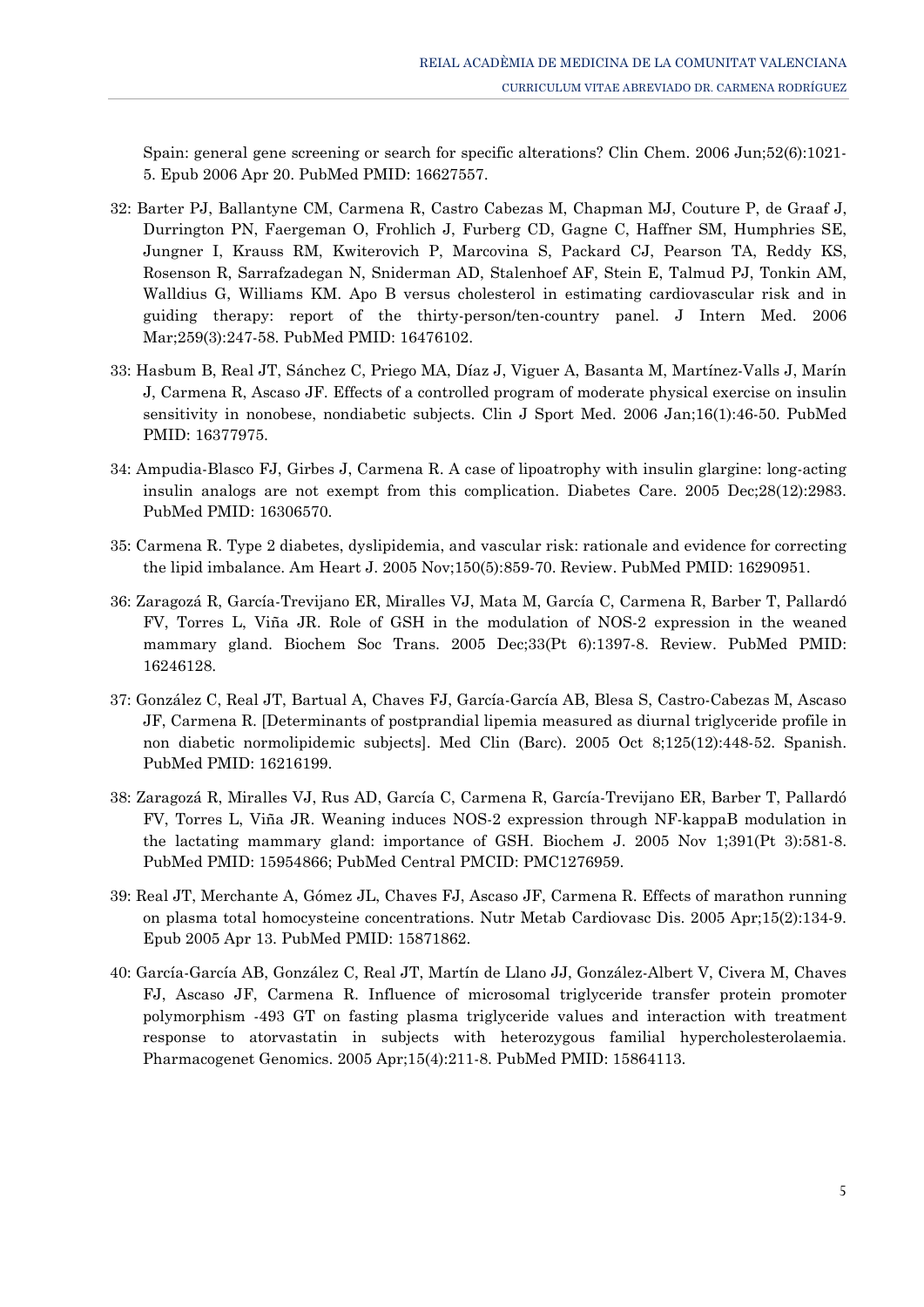Spain: general gene screening or search for specific alterations? Clin Chem. 2006 Jun;52(6):1021-5. Epub 2006 Apr 20. PubMed PMID: 16627557.

32: Barter PJ, Ballantyne CM, Carmena R, Castro Cabezas M, Chapman MJ, Couture P, de Graaf J, Durrington PN, Faergeman O, Frohlich J, Furberg CD, Gagne C, Haffner SM, Humphries SE, Jungner I, Krauss RM, Kwiterovich P, Marcovina S, Packard CJ, Pearson TA, Reddy KS, Rosenson R, Sarrafzadegan N, Sniderman AD, Stalenhoef AF, Stein E, Talmud PJ, Tonkin AM, Walldius G, Williams KM. Apo B versus cholesterol in estimating cardiovascular risk and in guiding therapy: report of the thirty-person/ten-country panel. J Intern Med. 2006 Mar;259(3):247-58. PubMed PMID: 16476102.

33: Hasbum B, Real JT, Sánchez C, Priego MA, Díaz J, Viguer A, Basanta M, Martínez-Valls J, Marín J, Carmena R, Ascaso JF. Effects of a controlled program of moderate physical exercise on insulin sensitivity in nonobese, nondiabetic subjects. Clin J Sport Med. 2006 Jan;16(1):46-50. PubMed PMID: 16377975.

34: Ampudia-Blasco FJ, Girbes J, Carmena R. A case of lipoatrophy with insulin glargine: long-acting insulin analogs are not exempt from this complication. Diabetes Care. 2005 Dec;28(12):2983. PubMed PMID: 16306570.

35: Carmena R. Type 2 diabetes, dyslipidemia, and vascular risk: rationale and evidence for correcting the lipid imbalance. Am Heart J. 2005 Nov;150(5):859-70. Review. PubMed PMID: 16290951.

36: Zaragozá R, García-Trevijano ER, Miralles VJ, Mata M, García C, Carmena R, Barber T, Pallardó FV, Torres L, Viña JR. Role of GSH in the modulation of NOS-2 expression in the weaned mammary gland. Biochem Soc Trans. 2005 Dec;33(Pt 6):1397-8. Review. PubMed PMID: 16246128.

37: González C, Real JT, Bartual A, Chaves FJ, García-García AB, Blesa S, Castro-Cabezas M, Ascaso JF, Carmena R. [Determinants of postprandial lipemia measured as diurnal triglyceride profile in non diabetic normolipidemic subjects]. Med Clin (Barc). 2005 Oct 8;125(12):448-52. Spanish. PubMed PMID: 16216199.

38: Zaragozá R, Miralles VJ, Rus AD, García C, Carmena R, García-Trevijano ER, Barber T, Pallardó FV, Torres L, Viña JR. Weaning induces NOS-2 expression through NF-kappaB modulation in the lactating mammary gland: importance of GSH. Biochem J. 2005 Nov 1;391(Pt 3):581-8. PubMed PMID: 15954866; PubMed Central PMCID: PMC1276959.

39: Real JT, Merchante A, Gómez JL, Chaves FJ, Ascaso JF, Carmena R. Effects of marathon running on plasma total homocysteine concentrations. Nutr Metab Cardiovasc Dis. 2005 Apr;15(2):134-9. Epub 2005 Apr 13. PubMed PMID: 15871862.

40: García-García AB, González C, Real JT, Martín de Llano JJ, González-Albert V, Civera M, Chaves FJ, Ascaso JF, Carmena R. Influence of microsomal triglyceride transfer protein promoter polymorphism -493 GT on fasting plasma triglyceride values and interaction with treatment response to atorvastatin in subjects with heterozygous familial hypercholesterolaemia. Pharmacogenet Genomics. 2005 Apr;15(4):211-8. PubMed PMID: 15864113.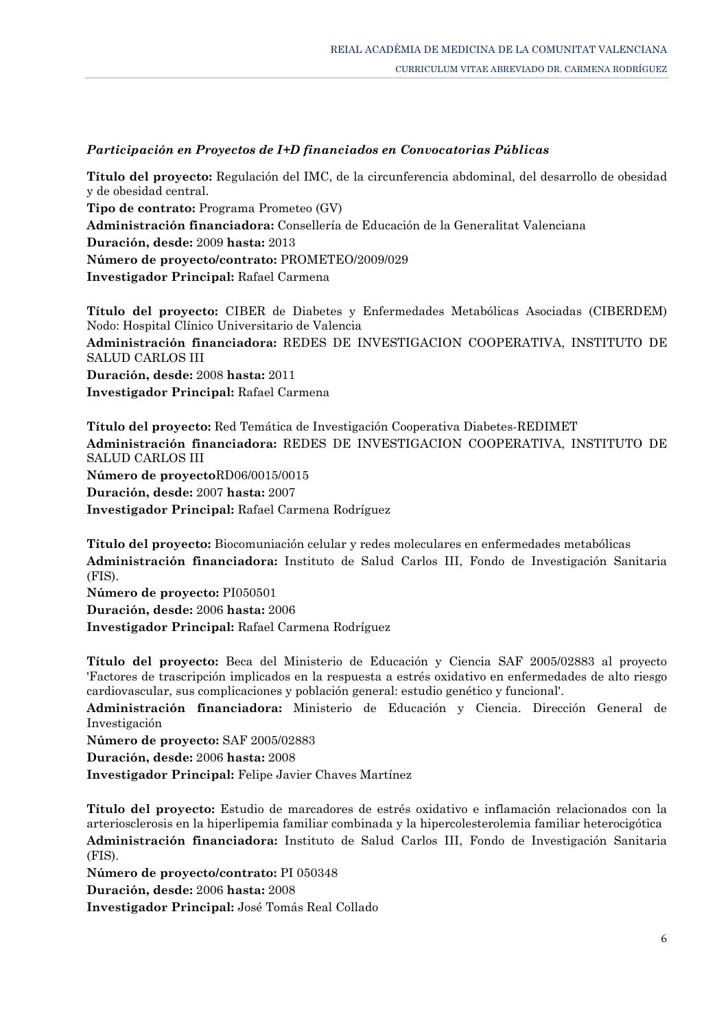### *Participación en Proyectos de I+D financiados en Convocatorias Públicas*

**Título del proyecto:** Regulación del IMC, de la circunferencia abdominal, del desarrollo de obesidad y de obesidad central.
**Tipo de contrato:** Programa Prometeo (GV)
**Administración financiadora:** Consellería de Educación de la Generalitat Valenciana
**Duración, desde:** 2009 **hasta:** 2013
**Número de proyecto/contrato:** PROMETEO/2009/029
**Investigador Principal:** Rafael Carmena

**Título del proyecto:** CIBER de Diabetes y Enfermedades Metabólicas Asociadas (CIBERDEM) Nodo: Hospital Clínico Universitario de Valencia
**Administración financiadora:** REDES DE INVESTIGACION COOPERATIVA, INSTITUTO DE SALUD CARLOS III
**Duración, desde:** 2008 **hasta:** 2011
**Investigador Principal:** Rafael Carmena

**Título del proyecto:** Red Temática de Investigación Cooperativa Diabetes-REDIMET
**Administración financiadora:** REDES DE INVESTIGACION COOPERATIVA, INSTITUTO DE SALUD CARLOS III
**Número de proyecto**RD06/0015/0015
**Duración, desde:** 2007 **hasta:** 2007
**Investigador Principal:** Rafael Carmena Rodríguez

**Título del proyecto:** Biocomuniación celular y redes moleculares en enfermedades metabólicas
**Administración financiadora:** Instituto de Salud Carlos III, Fondo de Investigación Sanitaria (FIS).
**Número de proyecto:** PI050501
**Duración, desde:** 2006 **hasta:** 2006
**Investigador Principal:** Rafael Carmena Rodríguez

**Título del proyecto:** Beca del Ministerio de Educación y Ciencia SAF 2005/02883 al proyecto 'Factores de trascripción implicados en la respuesta a estrés oxidativo en enfermedades de alto riesgo cardiovascular, sus complicaciones y población general: estudio genético y funcional'.
**Administración financiadora:** Ministerio de Educación y Ciencia. Dirección General de Investigación
**Número de proyecto:** SAF 2005/02883
**Duración, desde:** 2006 **hasta:** 2008
**Investigador Principal:** Felipe Javier Chaves Martínez

**Título del proyecto:** Estudio de marcadores de estrés oxidativo e inflamación relacionados con la arteriosclerosis en la hiperlipemia familiar combinada y la hipercolesterolemia familiar heterocigótica
**Administración financiadora:** Instituto de Salud Carlos III, Fondo de Investigación Sanitaria (FIS).
**Número de proyecto/contrato:** PI 050348
**Duración, desde:** 2006 **hasta:** 2008
**Investigador Principal:** José Tomás Real Collado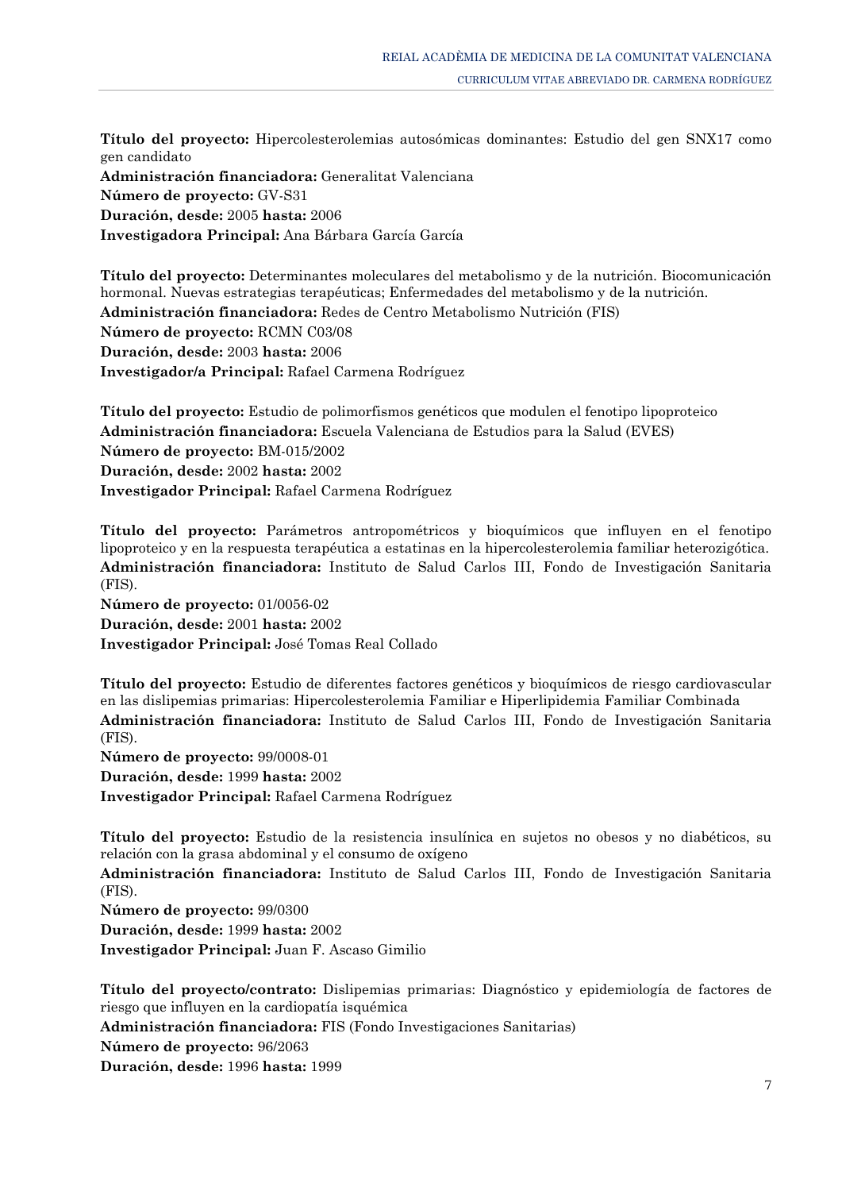**Título del proyecto:** Hipercolesterolemias autosómicas dominantes: Estudio del gen SNX17 como gen candidato
**Administración financiadora:** Generalitat Valenciana
**Número de proyecto:** GV-S31
**Duración, desde:** 2005 **hasta:** 2006
**Investigadora Principal:** Ana Bárbara García García

**Título del proyecto:** Determinantes moleculares del metabolismo y de la nutrición. Biocomunicación hormonal. Nuevas estrategias terapéuticas; Enfermedades del metabolismo y de la nutrición.
**Administración financiadora:** Redes de Centro Metabolismo Nutrición (FIS)
**Número de proyecto:** RCMN C03/08
**Duración, desde:** 2003 **hasta:** 2006
**Investigador/a Principal:** Rafael Carmena Rodríguez

**Título del proyecto:** Estudio de polimorfismos genéticos que modulen el fenotipo lipoproteico
**Administración financiadora:** Escuela Valenciana de Estudios para la Salud (EVES)
**Número de proyecto:** BM-015/2002
**Duración, desde:** 2002 **hasta:** 2002
**Investigador Principal:** Rafael Carmena Rodríguez

**Título del proyecto:** Parámetros antropométricos y bioquímicos que influyen en el fenotipo lipoproteico y en la respuesta terapéutica a estatinas en la hipercolesterolemia familiar heterozigótica.
**Administración financiadora:** Instituto de Salud Carlos III, Fondo de Investigación Sanitaria (FIS).
**Número de proyecto:** 01/0056-02
**Duración, desde:** 2001 **hasta:** 2002
**Investigador Principal:** José Tomas Real Collado

**Título del proyecto:** Estudio de diferentes factores genéticos y bioquímicos de riesgo cardiovascular en las dislipemias primarias: Hipercolesterolemia Familiar e Hiperlipidemia Familiar Combinada
**Administración financiadora:** Instituto de Salud Carlos III, Fondo de Investigación Sanitaria (FIS).
**Número de proyecto:** 99/0008-01
**Duración, desde:** 1999 **hasta:** 2002
**Investigador Principal:** Rafael Carmena Rodríguez

**Título del proyecto:** Estudio de la resistencia insulínica en sujetos no obesos y no diabéticos, su relación con la grasa abdominal y el consumo de oxígeno
**Administración financiadora:** Instituto de Salud Carlos III, Fondo de Investigación Sanitaria (FIS).
**Número de proyecto:** 99/0300
**Duración, desde:** 1999 **hasta:** 2002
**Investigador Principal:** Juan F. Ascaso Gimilio

**Título del proyecto/contrato:** Dislipemias primarias: Diagnóstico y epidemiología de factores de riesgo que influyen en la cardiopatía isquémica
**Administración financiadora:** FIS (Fondo Investigaciones Sanitarias)
**Número de proyecto:** 96/2063
**Duración, desde:** 1996 **hasta:** 1999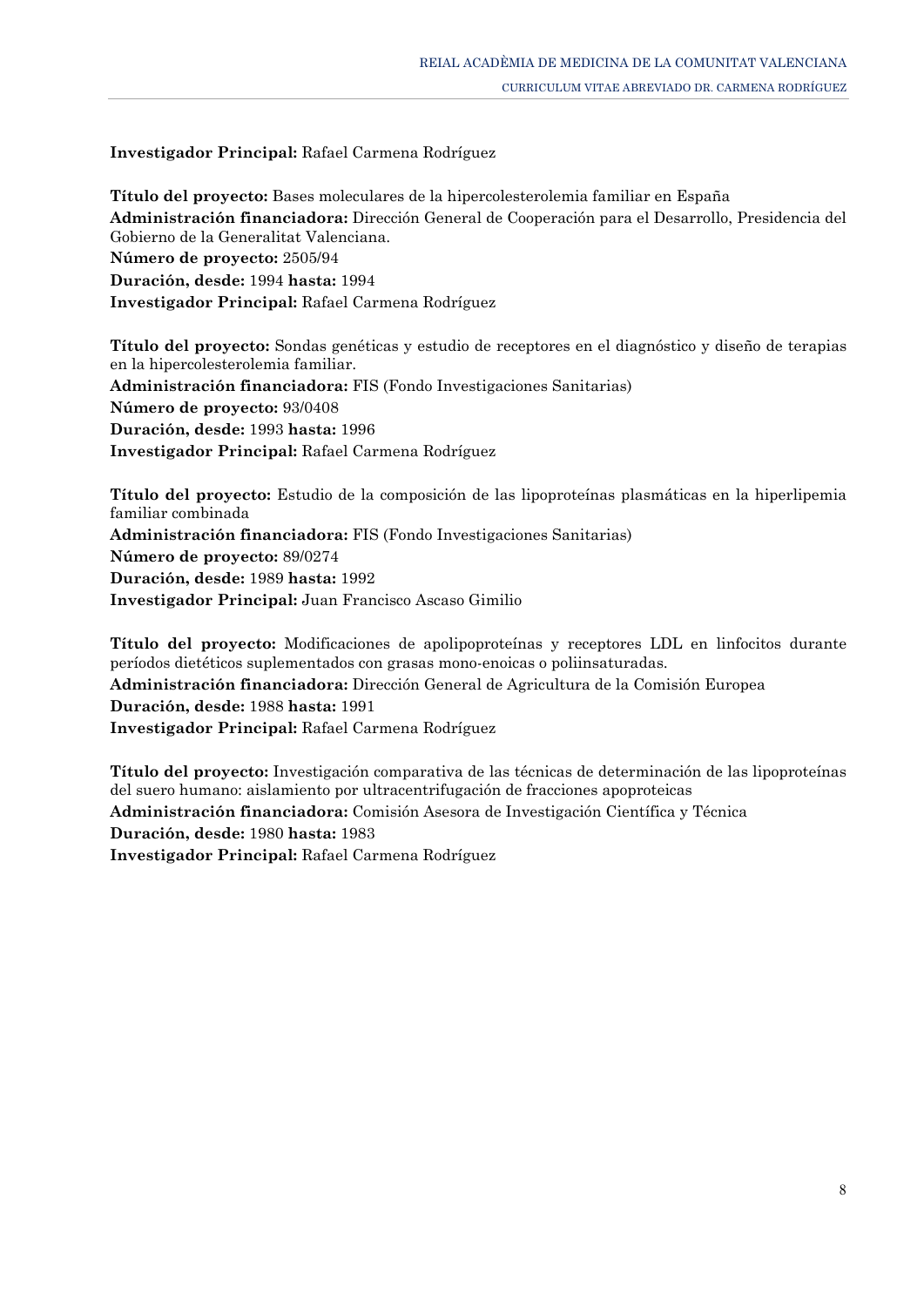**Investigador Principal:** Rafael Carmena Rodríguez

**Título del proyecto:** Bases moleculares de la hipercolesterolemia familiar en España
**Administración financiadora:** Dirección General de Cooperación para el Desarrollo, Presidencia del Gobierno de la Generalitat Valenciana.
**Número de proyecto:** 2505/94
**Duración, desde:** 1994 **hasta:** 1994
**Investigador Principal:** Rafael Carmena Rodríguez

**Título del proyecto:** Sondas genéticas y estudio de receptores en el diagnóstico y diseño de terapias en la hipercolesterolemia familiar.
**Administración financiadora:** FIS (Fondo Investigaciones Sanitarias)
**Número de proyecto:** 93/0408
**Duración, desde:** 1993 **hasta:** 1996
**Investigador Principal:** Rafael Carmena Rodríguez

**Título del proyecto:** Estudio de la composición de las lipoproteínas plasmáticas en la hiperlipemia familiar combinada
**Administración financiadora:** FIS (Fondo Investigaciones Sanitarias)
**Número de proyecto:** 89/0274
**Duración, desde:** 1989 **hasta:** 1992
**Investigador Principal:** Juan Francisco Ascaso Gimilio

**Título del proyecto:** Modificaciones de apolipoproteínas y receptores LDL en linfocitos durante períodos dietéticos suplementados con grasas mono-enoicas o poliinsaturadas.
**Administración financiadora:** Dirección General de Agricultura de la Comisión Europea
**Duración, desde:** 1988 **hasta:** 1991
**Investigador Principal:** Rafael Carmena Rodríguez

**Título del proyecto:** Investigación comparativa de las técnicas de determinación de las lipoproteínas del suero humano: aislamiento por ultracentrifugación de fracciones apoproteicas
**Administración financiadora:** Comisión Asesora de Investigación Científica y Técnica
**Duración, desde:** 1980 **hasta:** 1983
**Investigador Principal:** Rafael Carmena Rodríguez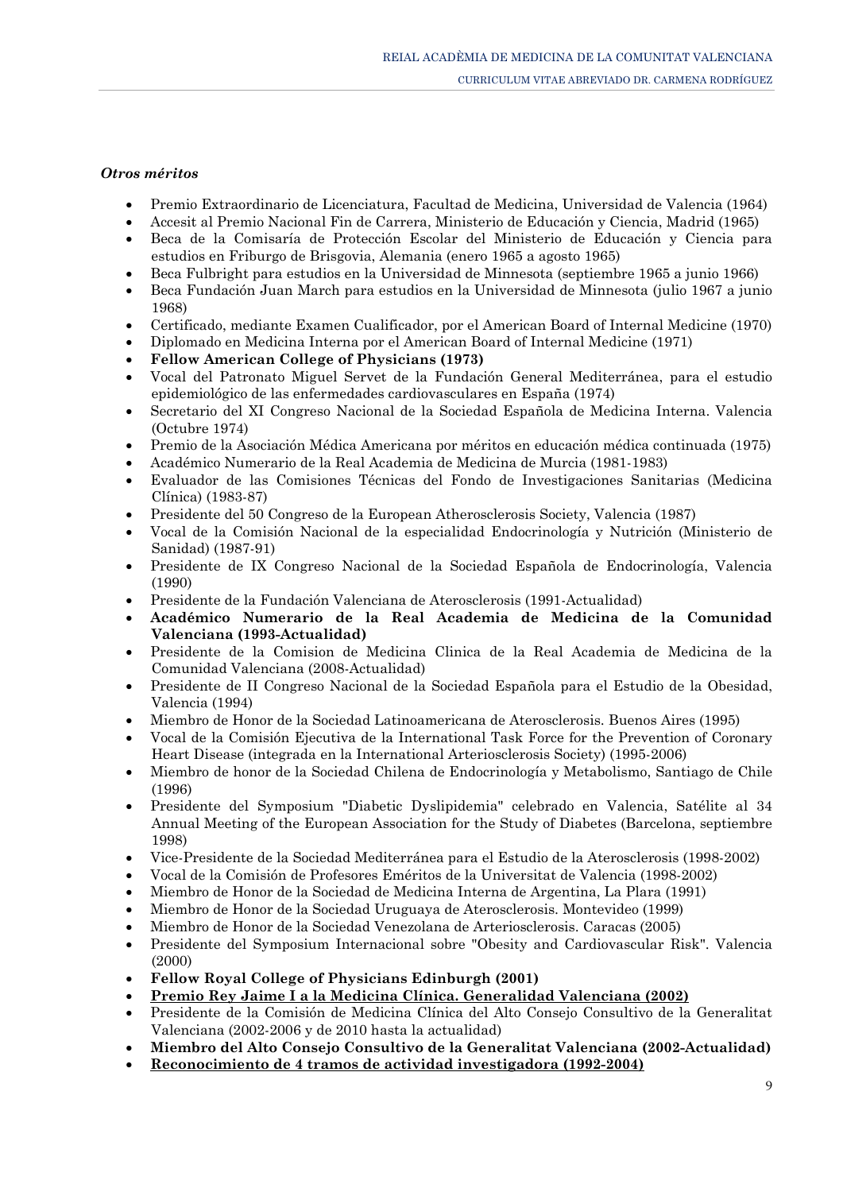*Otros méritos*

- Premio Extraordinario de Licenciatura, Facultad de Medicina, Universidad de Valencia (1964)
- Accesit al Premio Nacional Fin de Carrera, Ministerio de Educación y Ciencia, Madrid (1965)
- Beca de la Comisaría de Protección Escolar del Ministerio de Educación y Ciencia para estudios en Friburgo de Brisgovia, Alemania (enero 1965 a agosto 1965)
- Beca Fulbright para estudios en la Universidad de Minnesota (septiembre 1965 a junio 1966)
- Beca Fundación Juan March para estudios en la Universidad de Minnesota (julio 1967 a junio 1968)
- Certificado, mediante Examen Cualificador, por el American Board of Internal Medicine (1970)
- Diplomado en Medicina Interna por el American Board of Internal Medicine (1971)
- **Fellow American College of Physicians (1973)**
- Vocal del Patronato Miguel Servet de la Fundación General Mediterránea, para el estudio epidemiológico de las enfermedades cardiovasculares en España (1974)
- Secretario del XI Congreso Nacional de la Sociedad Española de Medicina Interna. Valencia (Octubre 1974)
- Premio de la Asociación Médica Americana por méritos en educación médica continuada (1975)
- Académico Numerario de la Real Academia de Medicina de Murcia (1981-1983)
- Evaluador de las Comisiones Técnicas del Fondo de Investigaciones Sanitarias (Medicina Clínica) (1983-87)
- Presidente del 50 Congreso de la European Atherosclerosis Society, Valencia (1987)
- Vocal de la Comisión Nacional de la especialidad Endocrinología y Nutrición (Ministerio de Sanidad) (1987-91)
- Presidente de IX Congreso Nacional de la Sociedad Española de Endocrinología, Valencia (1990)
- Presidente de la Fundación Valenciana de Aterosclerosis (1991-Actualidad)
- **Académico Numerario de la Real Academia de Medicina de la Comunidad Valenciana (1993-Actualidad)**
- Presidente de la Comision de Medicina Clinica de la Real Academia de Medicina de la Comunidad Valenciana (2008-Actualidad)
- Presidente de II Congreso Nacional de la Sociedad Española para el Estudio de la Obesidad, Valencia (1994)
- Miembro de Honor de la Sociedad Latinoamericana de Aterosclerosis. Buenos Aires (1995)
- Vocal de la Comisión Ejecutiva de la International Task Force for the Prevention of Coronary Heart Disease (integrada en la International Arteriosclerosis Society) (1995-2006)
- Miembro de honor de la Sociedad Chilena de Endocrinología y Metabolismo, Santiago de Chile (1996)
- Presidente del Symposium "Diabetic Dyslipidemia" celebrado en Valencia, Satélite al 34 Annual Meeting of the European Association for the Study of Diabetes (Barcelona, septiembre 1998)
- Vice-Presidente de la Sociedad Mediterránea para el Estudio de la Aterosclerosis (1998-2002)
- Vocal de la Comisión de Profesores Eméritos de la Universitat de Valencia (1998-2002)
- Miembro de Honor de la Sociedad de Medicina Interna de Argentina, La Plara (1991)
- Miembro de Honor de la Sociedad Uruguaya de Aterosclerosis. Montevideo (1999)
- Miembro de Honor de la Sociedad Venezolana de Arteriosclerosis. Caracas (2005)
- Presidente del Symposium Internacional sobre "Obesity and Cardiovascular Risk". Valencia (2000)
- **Fellow Royal College of Physicians Edinburgh (2001)**
- **<u>Premio Rey Jaime I a la Medicina Clínica. Generalidad Valenciana (2002)</u>**
- Presidente de la Comisión de Medicina Clínica del Alto Consejo Consultivo de la Generalitat Valenciana (2002-2006 y de 2010 hasta la actualidad)
- **Miembro del Alto Consejo Consultivo de la Generalitat Valenciana (2002-Actualidad)**
- **<u>Reconocimiento de 4 tramos de actividad investigadora (1992-2004)</u>**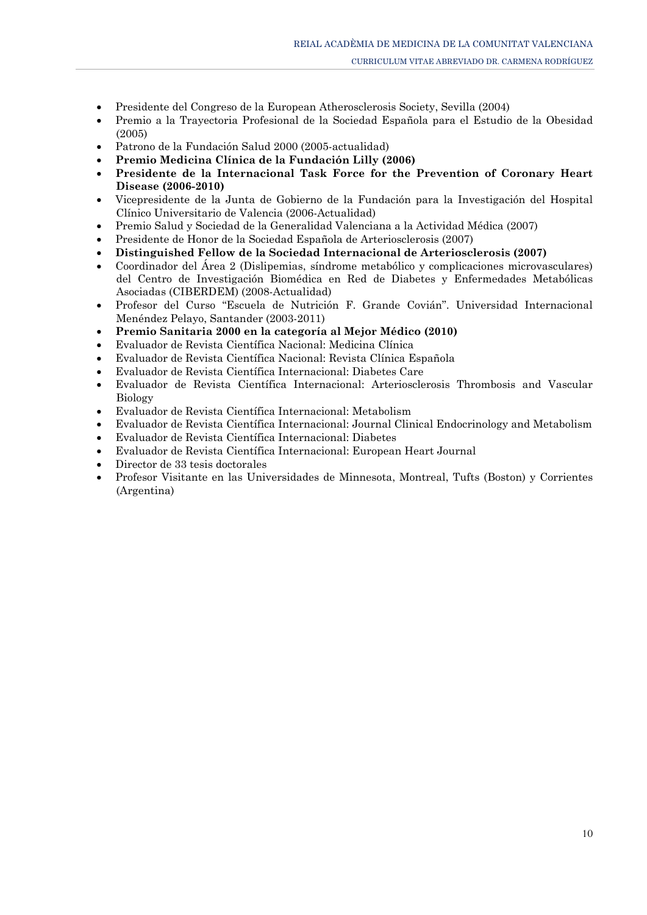- Presidente del Congreso de la European Atherosclerosis Society, Sevilla (2004)
- Premio a la Trayectoria Profesional de la Sociedad Española para el Estudio de la Obesidad (2005)
- Patrono de la Fundación Salud 2000 (2005-actualidad)
- **Premio Medicina Clínica de la Fundación Lilly (2006)**
- **Presidente de la Internacional Task Force for the Prevention of Coronary Heart Disease (2006-2010)**
- Vicepresidente de la Junta de Gobierno de la Fundación para la Investigación del Hospital Clínico Universitario de Valencia (2006-Actualidad)
- Premio Salud y Sociedad de la Generalidad Valenciana a la Actividad Médica (2007)
- Presidente de Honor de la Sociedad Española de Arteriosclerosis (2007)
- **Distinguished Fellow de la Sociedad Internacional de Arteriosclerosis (2007)**
- Coordinador del Área 2 (Dislipemias, síndrome metabólico y complicaciones microvasculares) del Centro de Investigación Biomédica en Red de Diabetes y Enfermedades Metabólicas Asociadas (CIBERDEM) (2008-Actualidad)
- Profesor del Curso "Escuela de Nutrición F. Grande Covián". Universidad Internacional Menéndez Pelayo, Santander (2003-2011)
- **Premio Sanitaria 2000 en la categoría al Mejor Médico (2010)**
- Evaluador de Revista Científica Nacional: Medicina Clínica
- Evaluador de Revista Científica Nacional: Revista Clínica Española
- Evaluador de Revista Científica Internacional: Diabetes Care
- Evaluador de Revista Científica Internacional: Arteriosclerosis Thrombosis and Vascular Biology
- Evaluador de Revista Científica Internacional: Metabolism
- Evaluador de Revista Científica Internacional: Journal Clinical Endocrinology and Metabolism
- Evaluador de Revista Científica Internacional: Diabetes
- Evaluador de Revista Científica Internacional: European Heart Journal
- Director de 33 tesis doctorales
- Profesor Visitante en las Universidades de Minnesota, Montreal, Tufts (Boston) y Corrientes (Argentina)